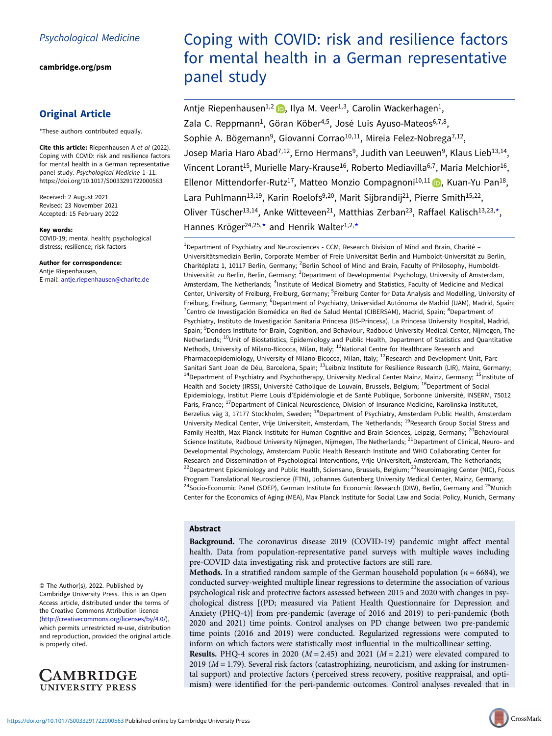Psychological Medicine

cambridge.org/psm

## Original Article

*These authors contributed equally.

**Cite this article:** Riepenhausen A *et al* (2022). Coping with COVID: risk and resilience factors for mental health in a German representative panel study. *Psychological Medicine* 1–11. https://doi.org/10.1017/S0033291722000563

Received: 2 August 2021
Revised: 23 November 2021
Accepted: 15 February 2022

**Key words:**
COVID-19; mental health; psychological distress; resilience; risk factors

**Author for correspondence:**
Antje Riepenhausen,
E-mail: antje.riepenhausen@charite.de

© The Author(s), 2022. Published by Cambridge University Press. This is an Open Access article, distributed under the terms of the Creative Commons Attribution licence (http://creativecommons.org/licenses/by/4.0/), which permits unrestricted re-use, distribution and reproduction, provided the original article is properly cited.

# Coping with COVID: risk and resilience factors for mental health in a German representative panel study

Antje Riepenhausen[1,2], Ilya M. Veer[1,3], Carolin Wackerhagen[1], Zala C. Reppmann[1], Göran Köber[4,5], José Luis Ayuso-Mateos[6,7,8], Sophie A. Bögemann[9], Giovanni Corrao[10,11], Mireia Felez-Nobrega[7,12], Josep Maria Haro Abad[7,12], Erno Hermans[9], Judith van Leeuwen[9], Klaus Lieb[13,14], Vincent Lorant[15], Murielle Mary-Krause[16], Roberto Mediavilla[6,7], Maria Melchior[16], Ellenor Mittendorfer-Rutz[17], Matteo Monzio Compagnoni[10,11], Kuan-Yu Pan[18], Lara Puhlmann[13,19], Karin Roelofs[9,20], Marit Sijbrandij[21], Pierre Smith[15,22], Oliver Tüscher[13,14], Anke Witteveen[21], Matthias Zerban[23], Raffael Kalisch[13,23,*], Hannes Kröger[24,25,*] and Henrik Walter[1,2,*]

[1]Department of Psychiatry and Neurosciences - CCM, Research Division of Mind and Brain, Charité – Universitätsmedizin Berlin, Corporate Member of Freie Universität Berlin and Humboldt-Universität zu Berlin, Charitéplatz 1, 10117 Berlin, Germany; [2]Berlin School of Mind and Brain, Faculty of Philosophy, Humboldt-Universität zu Berlin, Berlin, Germany; [3]Department of Developmental Psychology, University of Amsterdam, Amsterdam, The Netherlands; [4]Institute of Medical Biometry and Statistics, Faculty of Medicine and Medical Center, University of Freiburg, Freiburg, Germany; [5]Freiburg Center for Data Analysis and Modelling, University of Freiburg, Freiburg, Germany; [6]Department of Psychiatry, Universidad Autónoma de Madrid (UAM), Madrid, Spain; [7]Centro de Investigación Biomédica en Red de Salud Mental (CIBERSAM), Madrid, Spain; [8]Department of Psychiatry, Instituto de Investigación Sanitaria Princesa (IIS-Princesa), La Princesa University Hospital, Madrid, Spain; [9]Donders Institute for Brain, Cognition, and Behaviour, Radboud University Medical Center, Nijmegen, The Netherlands; [10]Unit of Biostatistics, Epidemiology and Public Health, Department of Statistics and Quantitative Methods, University of Milano-Bicocca, Milan, Italy; [11]National Centre for Healthcare Research and Pharmacoepidemiology, University of Milano-Bicocca, Milan, Italy; [12]Research and Development Unit, Parc Sanitari Sant Joan de Déu, Barcelona, Spain; [13]Leibniz Institute for Resilience Research (LIR), Mainz, Germany; [14]Department of Psychiatry and Psychotherapy, University Medical Center Mainz, Mainz, Germany; [15]Institute of Health and Society (IRSS), Université Catholique de Louvain, Brussels, Belgium; [16]Department of Social Epidemiology, Institut Pierre Louis d'Epidémiologie et de Santé Publique, Sorbonne Université, INSERM, 75012 Paris, France; [17]Department of Clinical Neuroscience, Division of Insurance Medicine, Karolinska Institutet, Berzelius väg 3, 17177 Stockholm, Sweden; [18]Department of Psychiatry, Amsterdam Public Health, Amsterdam University Medical Center, Vrije Universiteit, Amsterdam, The Netherlands; [19]Research Group Social Stress and Family Health, Max Planck Institute for Human Cognitive and Brain Sciences, Leipzig, Germany; [20]Behavioural Science Institute, Radboud University Nijmegen, Nijmegen, The Netherlands; [21]Department of Clinical, Neuro- and Developmental Psychology, Amsterdam Public Health Research Institute and WHO Collaborating Center for Research and Dissemination of Psychological Interventions, Vrije Universiteit, Amsterdam, The Netherlands; [22]Department Epidemiology and Public Health, Sciensano, Brussels, Belgium; [23]Neuroimaging Center (NIC), Focus Program Translational Neuroscience (FTN), Johannes Gutenberg University Medical Center, Mainz, Germany; [24]Socio-Economic Panel (SOEP), German Institute for Economic Research (DIW), Berlin, Germany and [25]Munich Center for the Economics of Aging (MEA), Max Planck Institute for Social Law and Social Policy, Munich, Germany

## Abstract

**Background.** The coronavirus disease 2019 (COVID-19) pandemic might affect mental health. Data from population-representative panel surveys with multiple waves including pre-COVID data investigating risk and protective factors are still rare.

**Methods.** In a stratified random sample of the German household population ($n = 6684$), we conducted survey-weighted multiple linear regressions to determine the association of various psychological risk and protective factors assessed between 2015 and 2020 with changes in psychological distress [(PD; measured via Patient Health Questionnaire for Depression and Anxiety (PHQ-4)] from pre-pandemic (average of 2016 and 2019) to peri-pandemic (both 2020 and 2021) time points. Control analyses on PD change between two pre-pandemic time points (2016 and 2019) were conducted. Regularized regressions were computed to inform on which factors were statistically most influential in the multicollinear setting.

**Results.** PHQ-4 scores in 2020 ($M = 2.45$) and 2021 ($M = 2.21$) were elevated compared to 2019 ($M = 1.79$). Several risk factors (catastrophizing, neuroticism, and asking for instrumental support) and protective factors (perceived stress recovery, positive reappraisal, and optimism) were identified for the peri-pandemic outcomes. Control analyses revealed that in

https://doi.org/10.1017/S0033291722000563 Published online by Cambridge University Press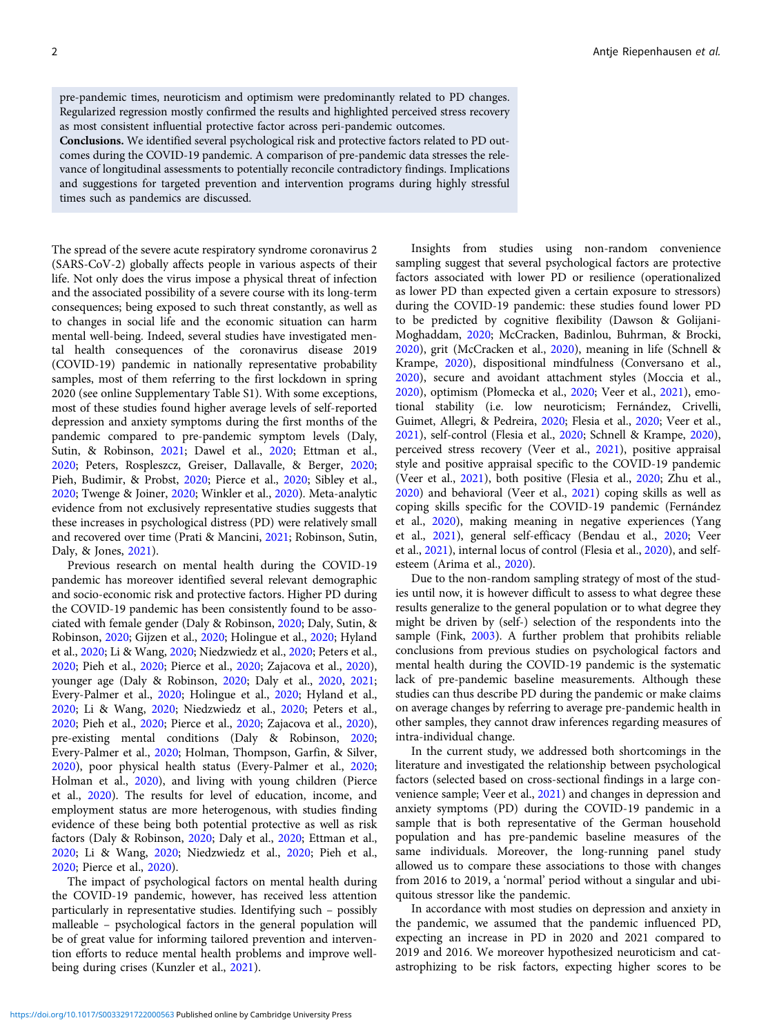pre-pandemic times, neuroticism and optimism were predominantly related to PD changes. Regularized regression mostly confirmed the results and highlighted perceived stress recovery as most consistent influential protective factor across peri-pandemic outcomes.

**Conclusions.** We identified several psychological risk and protective factors related to PD outcomes during the COVID-19 pandemic. A comparison of pre-pandemic data stresses the relevance of longitudinal assessments to potentially reconcile contradictory findings. Implications and suggestions for targeted prevention and intervention programs during highly stressful times such as pandemics are discussed.

The spread of the severe acute respiratory syndrome coronavirus 2 (SARS-CoV-2) globally affects people in various aspects of their life. Not only does the virus impose a physical threat of infection and the associated possibility of a severe course with its long-term consequences; being exposed to such threat constantly, as well as to changes in social life and the economic situation can harm mental well-being. Indeed, several studies have investigated mental health consequences of the coronavirus disease 2019 (COVID-19) pandemic in nationally representative probability samples, most of them referring to the first lockdown in spring 2020 (see online Supplementary Table S1). With some exceptions, most of these studies found higher average levels of self-reported depression and anxiety symptoms during the first months of the pandemic compared to pre-pandemic symptom levels (Daly, Sutin, & Robinson, 2021; Dawel et al., 2020; Ettman et al., 2020; Peters, Rospleszcz, Greiser, Dallavalle, & Berger, 2020; Pieh, Budimir, & Probst, 2020; Pierce et al., 2020; Sibley et al., 2020; Twenge & Joiner, 2020; Winkler et al., 2020). Meta-analytic evidence from not exclusively representative studies suggests that these increases in psychological distress (PD) were relatively small and recovered over time (Prati & Mancini, 2021; Robinson, Sutin, Daly, & Jones, 2021).

Previous research on mental health during the COVID-19 pandemic has moreover identified several relevant demographic and socio-economic risk and protective factors. Higher PD during the COVID-19 pandemic has been consistently found to be associated with female gender (Daly & Robinson, 2020; Daly, Sutin, & Robinson, 2020; Gijzen et al., 2020; Holingue et al., 2020; Hyland et al., 2020; Li & Wang, 2020; Niedzwiedz et al., 2020; Peters et al., 2020; Pieh et al., 2020; Pierce et al., 2020; Zajacova et al., 2020), younger age (Daly & Robinson, 2020; Daly et al., 2020, 2021; Every-Palmer et al., 2020; Holingue et al., 2020; Hyland et al., 2020; Li & Wang, 2020; Niedzwiedz et al., 2020; Peters et al., 2020; Pieh et al., 2020; Pierce et al., 2020; Zajacova et al., 2020), pre-existing mental conditions (Daly & Robinson, 2020; Every-Palmer et al., 2020; Holman, Thompson, Garfin, & Silver, 2020), poor physical health status (Every-Palmer et al., 2020; Holman et al., 2020), and living with young children (Pierce et al., 2020). The results for level of education, income, and employment status are more heterogeneous, with studies finding evidence of these being both potential protective as well as risk factors (Daly & Robinson, 2020; Daly et al., 2020; Ettman et al., 2020; Li & Wang, 2020; Niedzwiedz et al., 2020; Pieh et al., 2020; Pierce et al., 2020).

The impact of psychological factors on mental health during the COVID-19 pandemic, however, has received less attention particularly in representative studies. Identifying such – possibly malleable – psychological factors in the general population will be of great value for informing tailored prevention and intervention efforts to reduce mental health problems and improve well-being during crises (Kunzler et al., 2021).

Insights from studies using non-random convenience sampling suggest that several psychological factors are protective factors associated with lower PD or resilience (operationalized as lower PD than expected given a certain exposure to stressors) during the COVID-19 pandemic: these studies found lower PD to be predicted by cognitive flexibility (Dawson & Golijani-Moghaddam, 2020; McCracken, Badinlou, Buhrman, & Brocki, 2020), grit (McCracken et al., 2020), meaning in life (Schnell & Krampe, 2020), dispositional mindfulness (Conversano et al., 2020), secure and avoidant attachment styles (Moccia et al., 2020), optimism (Płomecka et al., 2020; Veer et al., 2021), emotional stability (i.e. low neuroticism; Fernández, Crivelli, Guimet, Allegri, & Pedreira, 2020; Flesia et al., 2020; Veer et al., 2021), self-control (Flesia et al., 2020; Schnell & Krampe, 2020), perceived stress recovery (Veer et al., 2021), positive appraisal style and positive appraisal specific to the COVID-19 pandemic (Veer et al., 2021), both positive (Flesia et al., 2020; Zhu et al., 2020) and behavioral (Veer et al., 2021) coping skills as well as coping skills specific for the COVID-19 pandemic (Fernández et al., 2020), making meaning in negative experiences (Yang et al., 2021), general self-efficacy (Bendau et al., 2020; Veer et al., 2021), internal locus of control (Flesia et al., 2020), and self-esteem (Arima et al., 2020).

Due to the non-random sampling strategy of most of the studies until now, it is however difficult to assess to what degree these results generalize to the general population or to what degree they might be driven by (self-) selection of the respondents into the sample (Fink, 2003). A further problem that prohibits reliable conclusions from previous studies on psychological factors and mental health during the COVID-19 pandemic is the systematic lack of pre-pandemic baseline measurements. Although these studies can thus describe PD during the pandemic or make claims on average changes by referring to average pre-pandemic health in other samples, they cannot draw inferences regarding measures of intra-individual change.

In the current study, we addressed both shortcomings in the literature and investigated the relationship between psychological factors (selected based on cross-sectional findings in a large convenience sample; Veer et al., 2021) and changes in depression and anxiety symptoms (PD) during the COVID-19 pandemic in a sample that is both representative of the German household population and has pre-pandemic baseline measures of the same individuals. Moreover, the long-running panel study allowed us to compare these associations to those with changes from 2016 to 2019, a 'normal' period without a singular and ubiquitous stressor like the pandemic.

In accordance with most studies on depression and anxiety in the pandemic, we assumed that the pandemic influenced PD, expecting an increase in PD in 2020 and 2021 compared to 2019 and 2016. We moreover hypothesized neuroticism and catastrophizing to be risk factors, expecting higher scores to be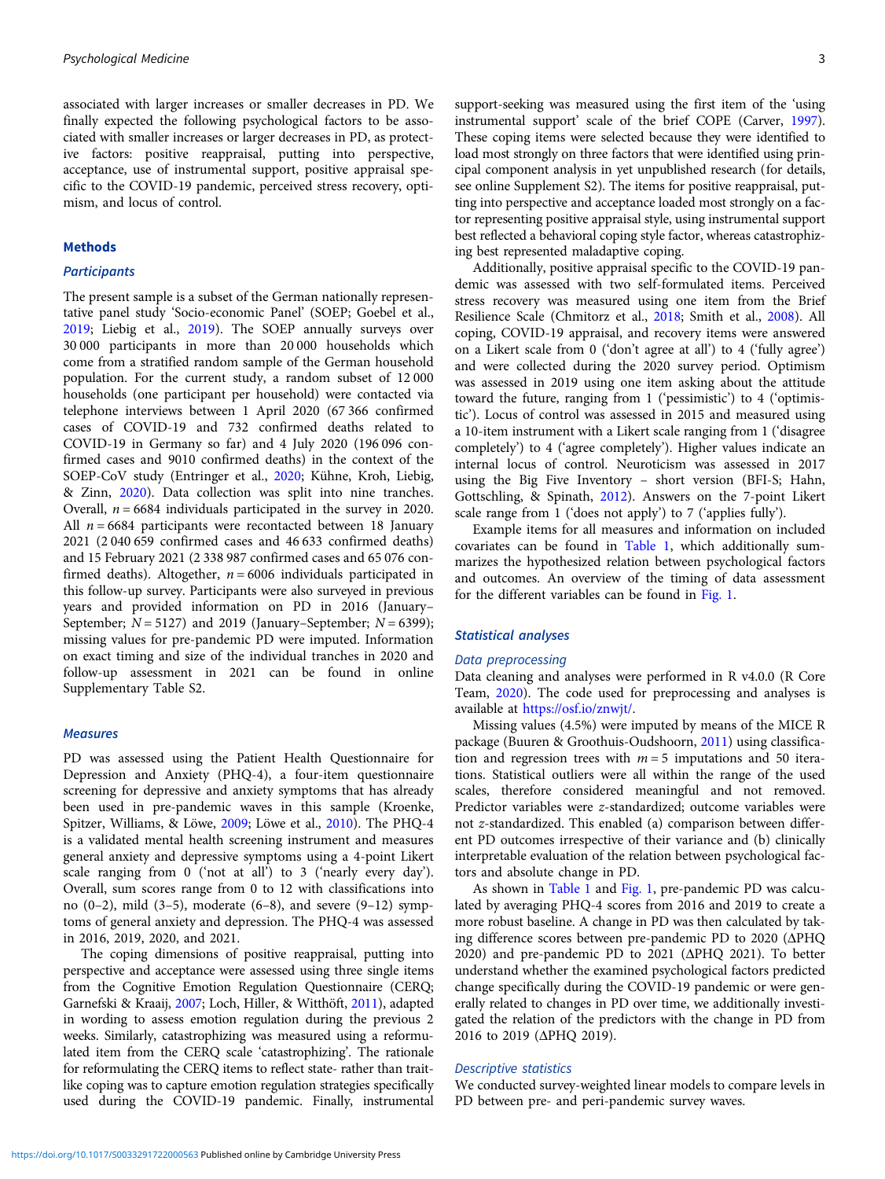associated with larger increases or smaller decreases in PD. We finally expected the following psychological factors to be associated with smaller increases or larger decreases in PD, as protective factors: positive reappraisal, putting into perspective, acceptance, use of instrumental support, positive appraisal specific to the COVID-19 pandemic, perceived stress recovery, optimism, and locus of control.

## Methods

### Participants

The present sample is a subset of the German nationally representative panel study 'Socio-economic Panel' (SOEP; Goebel et al., 2019; Liebig et al., 2019). The SOEP annually surveys over 30 000 participants in more than 20 000 households which come from a stratified random sample of the German household population. For the current study, a random subset of 12 000 households (one participant per household) were contacted via telephone interviews between 1 April 2020 (67 366 confirmed cases of COVID-19 and 732 confirmed deaths related to COVID-19 in Germany so far) and 4 July 2020 (196 096 confirmed cases and 9010 confirmed deaths) in the context of the SOEP-CoV study (Entringer et al., 2020; Kühne, Kroh, Liebig, & Zinn, 2020). Data collection was split into nine tranches. Overall, $n = 6684$ individuals participated in the survey in 2020. All $n = 6684$ participants were recontacted between 18 January 2021 (2 040 659 confirmed cases and 46 633 confirmed deaths) and 15 February 2021 (2 338 987 confirmed cases and 65 076 confirmed deaths). Altogether, $n = 6006$ individuals participated in this follow-up survey. Participants were also surveyed in previous years and provided information on PD in 2016 (January–September; $N = 5127$) and 2019 (January–September; $N = 6399$); missing values for pre-pandemic PD were imputed. Information on exact timing and size of the individual tranches in 2020 and follow-up assessment in 2021 can be found in online Supplementary Table S2.

### Measures

PD was assessed using the Patient Health Questionnaire for Depression and Anxiety (PHQ-4), a four-item questionnaire screening for depressive and anxiety symptoms that has already been used in pre-pandemic waves in this sample (Kroenke, Spitzer, Williams, & Löwe, 2009; Löwe et al., 2010). The PHQ-4 is a validated mental health screening instrument and measures general anxiety and depressive symptoms using a 4-point Likert scale ranging from 0 ('not at all') to 3 ('nearly every day'). Overall, sum scores range from 0 to 12 with classifications into no (0–2), mild (3–5), moderate (6–8), and severe (9–12) symptoms of general anxiety and depression. The PHQ-4 was assessed in 2016, 2019, 2020, and 2021.

The coping dimensions of positive reappraisal, putting into perspective and acceptance were assessed using three single items from the Cognitive Emotion Regulation Questionnaire (CERQ; Garnefski & Kraaij, 2007; Loch, Hiller, & Witthöft, 2011), adapted in wording to assess emotion regulation during the previous 2 weeks. Similarly, catastrophizing was measured using a reformulated item from the CERQ scale 'catastrophizing'. The rationale for reformulating the CERQ items to reflect state- rather than trait-like coping was to capture emotion regulation strategies specifically used during the COVID-19 pandemic. Finally, instrumental support-seeking was measured using the first item of the 'using instrumental support' scale of the brief COPE (Carver, 1997). These coping items were selected because they were identified to load most strongly on three factors that were identified using principal component analysis in yet unpublished research (for details, see online Supplement S2). The items for positive reappraisal, putting into perspective and acceptance loaded most strongly on a factor representing positive appraisal style, using instrumental support best reflected a behavioral coping style factor, whereas catastrophizing best represented maladaptive coping.

Additionally, positive appraisal specific to the COVID-19 pandemic was assessed with two self-formulated items. Perceived stress recovery was measured using one item from the Brief Resilience Scale (Chmitorz et al., 2018; Smith et al., 2008). All coping, COVID-19 appraisal, and recovery items were answered on a Likert scale from 0 ('don't agree at all') to 4 ('fully agree') and were collected during the 2020 survey period. Optimism was assessed in 2019 using one item asking about the attitude toward the future, ranging from 1 ('pessimistic') to 4 ('optimistic'). Locus of control was assessed in 2015 and measured using a 10-item instrument with a Likert scale ranging from 1 ('disagree completely') to 4 ('agree completely'). Higher values indicate an internal locus of control. Neuroticism was assessed in 2017 using the Big Five Inventory – short version (BFI-S; Hahn, Gottschling, & Spinath, 2012). Answers on the 7-point Likert scale range from 1 ('does not apply') to 7 ('applies fully').

Example items for all measures and information on included covariates can be found in Table 1, which additionally summarizes the hypothesized relation between psychological factors and outcomes. An overview of the timing of data assessment for the different variables can be found in Fig. 1.

### Statistical analyses

#### Data preprocessing

Data cleaning and analyses were performed in R v4.0.0 (R Core Team, 2020). The code used for preprocessing and analyses is available at https://osf.io/znwjt/.

Missing values (4.5%) were imputed by means of the MICE R package (Buuren & Groothuis-Oudshoorn, 2011) using classification and regression trees with $m = 5$ imputations and 50 iterations. Statistical outliers were all within the range of the used scales, therefore considered meaningful and not removed. Predictor variables were $z$-standardized; outcome variables were not $z$-standardized. This enabled (a) comparison between different PD outcomes irrespective of their variance and (b) clinically interpretable evaluation of the relation between psychological factors and absolute change in PD.

As shown in Table 1 and Fig. 1, pre-pandemic PD was calculated by averaging PHQ-4 scores from 2016 and 2019 to create a more robust baseline. A change in PD was then calculated by taking difference scores between pre-pandemic PD to 2020 (ΔPHQ 2020) and pre-pandemic PD to 2021 (ΔPHQ 2021). To better understand whether the examined psychological factors predicted change specifically during the COVID-19 pandemic or were generally related to changes in PD over time, we additionally investigated the relation of the predictors with the change in PD from 2016 to 2019 (ΔPHQ 2019).

#### Descriptive statistics

We conducted survey-weighted linear models to compare levels in PD between pre- and peri-pandemic survey waves.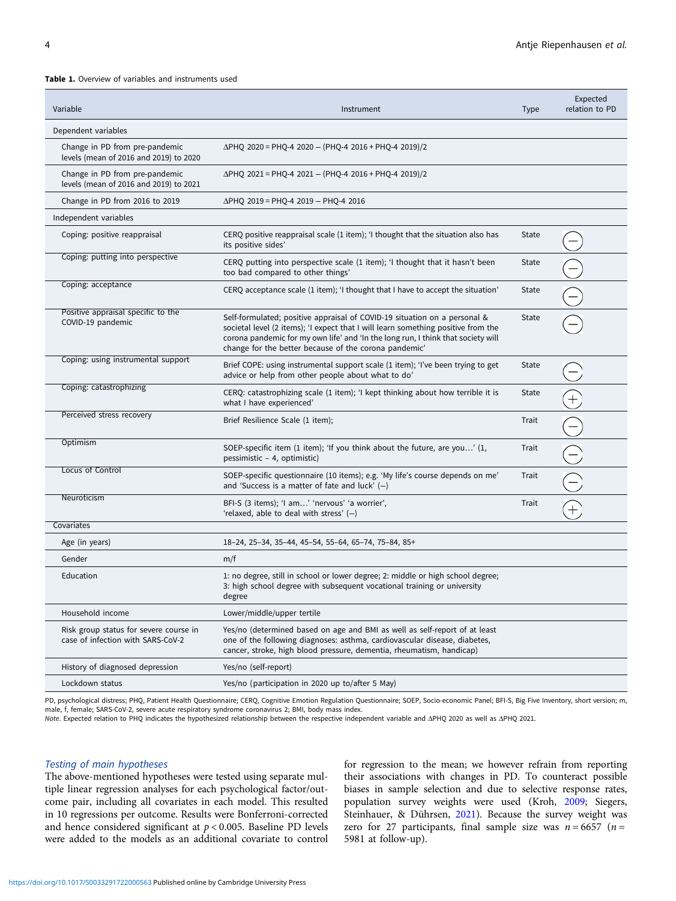**Table 1.** Overview of variables and instruments used

| Variable | Instrument | Type | Expected relation to PD |
|---|---|---|---|
| Dependent variables | | | |
| Change in PD from pre-pandemic levels (mean of 2016 and 2019) to 2020 | ΔPHQ 2020 = PHQ-4 2020 − (PHQ-4 2016 + PHQ-4 2019)/2 | | |
| Change in PD from pre-pandemic levels (mean of 2016 and 2019) to 2021 | ΔPHQ 2021 = PHQ-4 2021 − (PHQ-4 2016 + PHQ-4 2019)/2 | | |
| Change in PD from 2016 to 2019 | ΔPHQ 2019 = PHQ-4 2019 − PHQ-4 2016 | | |
| Independent variables | | | |
| Coping: positive reappraisal | CERQ positive reappraisal scale (1 item); 'I thought that the situation also has its positive sides' | State | − |
| Coping: putting into perspective | CERQ putting into perspective scale (1 item); 'I thought that it hasn't been too bad compared to other things' | State | − |
| Coping: acceptance | CERQ acceptance scale (1 item); 'I thought that I have to accept the situation' | State | − |
| Positive appraisal specific to the COVID-19 pandemic | Self-formulated; positive appraisal of COVID-19 situation on a personal & societal level (2 items); 'I expect that I will learn something positive from the corona pandemic for my own life' and 'In the long run, I think that society will change for the better because of the corona pandemic' | State | − |
| Coping: using instrumental support | Brief COPE: using instrumental support scale (1 item); 'I've been trying to get advice or help from other people about what to do' | State | − |
| Coping: catastrophizing | CERQ: catastrophizing scale (1 item); 'I kept thinking about how terrible it is what I have experienced' | State | + |
| Perceived stress recovery | Brief Resilience Scale (1 item); | Trait | − |
| Optimism | SOEP-specific item (1 item); 'If you think about the future, are you…' (1, pessimistic – 4, optimistic) | Trait | − |
| Locus of Control | SOEP-specific questionnaire (10 items); e.g. 'My life's course depends on me' and 'Success is a matter of fate and luck' (−) | Trait | − |
| Neuroticism | BFI-S (3 items); 'I am…' 'nervous' 'a worrier', 'relaxed, able to deal with stress' (−) | Trait | + |
| Covariates | | | |
| Age (in years) | 18–24, 25–34, 35–44, 45–54, 55–64, 65–74, 75–84, 85+ | | |
| Gender | m/f | | |
| Education | 1: no degree, still in school or lower degree; 2: middle or high school degree; 3: high school degree with subsequent vocational training or university degree | | |
| Household income | Lower/middle/upper tertile | | |
| Risk group status for severe course in case of infection with SARS-CoV-2 | Yes/no (determined based on age and BMI as well as self-report of at least one of the following diagnoses: asthma, cardiovascular disease, diabetes, cancer, stroke, high blood pressure, dementia, rheumatism, handicap) | | |
| History of diagnosed depression | Yes/no (self-report) | | |
| Lockdown status | Yes/no (participation in 2020 up to/after 5 May) | | |

PD, psychological distress; PHQ, Patient Health Questionnaire; CERQ, Cognitive Emotion Regulation Questionnaire; SOEP, Socio-economic Panel; BFI-S, Big Five Inventory, short version; m, male, f, female; SARS-CoV-2, severe acute respiratory syndrome coronavirus 2; BMI, body mass index.

*Note*. Expected relation to PHQ indicates the hypothesized relationship between the respective independent variable and ΔPHQ 2020 as well as ΔPHQ 2021.

### *Testing of main hypotheses*

The above-mentioned hypotheses were tested using separate multiple linear regression analyses for each psychological factor/outcome pair, including all covariates in each model. This resulted in 10 regressions per outcome. Results were Bonferroni-corrected and hence considered significant at $p < 0.005$. Baseline PD levels were added to the models as an additional covariate to control for regression to the mean; we however refrain from reporting their associations with changes in PD. To counteract possible biases in sample selection and due to selective response rates, population survey weights were used (Kroh, 2009; Siegers, Steinhauer, & Dührsen, 2021). Because the survey weight was zero for 27 participants, final sample size was $n = 6657$ ($n = 5981$ at follow-up).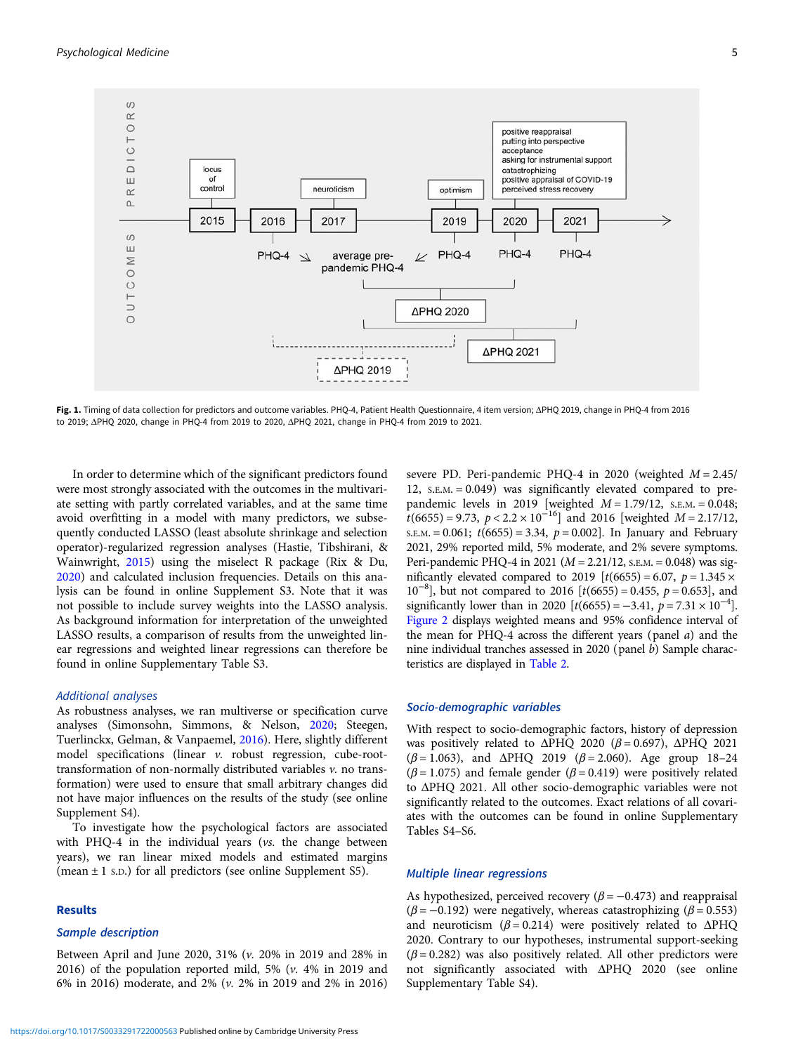**Fig. 1.** Timing of data collection for predictors and outcome variables. PHQ-4, Patient Health Questionnaire, 4 item version; ΔPHQ 2019, change in PHQ-4 from 2016 to 2019; ΔPHQ 2020, change in PHQ-4 from 2019 to 2020, ΔPHQ 2021, change in PHQ-4 from 2019 to 2021.

In order to determine which of the significant predictors found were most strongly associated with the outcomes in the multivariate setting with partly correlated variables, and at the same time avoid overfitting in a model with many predictors, we subsequently conducted LASSO (least absolute shrinkage and selection operator)-regularized regression analyses (Hastie, Tibshirani, & Wainwright, 2015) using the miselect R package (Rix & Du, 2020) and calculated inclusion frequencies. Details on this analysis can be found in online Supplement S3. Note that it was not possible to include survey weights into the LASSO analysis. As background information for interpretation of the unweighted LASSO results, a comparison of results from the unweighted linear regressions and weighted linear regressions can therefore be found in online Supplementary Table S3.

### Additional analyses

As robustness analyses, we ran multiverse or specification curve analyses (Simonsohn, Simmons, & Nelson, 2020; Steegen, Tuerlinckx, Gelman, & Vanpaemel, 2016). Here, slightly different model specifications (linear *v.* robust regression, cube-root-transformation of non-normally distributed variables *v.* no transformation) were used to ensure that small arbitrary changes did not have major influences on the results of the study (see online Supplement S4).

To investigate how the psychological factors are associated with PHQ-4 in the individual years (*vs.* the change between years), we ran linear mixed models and estimated margins (mean ± 1 S.D.) for all predictors (see online Supplement S5).

## Results

### Sample description

Between April and June 2020, 31% (*v.* 20% in 2019 and 28% in 2016) of the population reported mild, 5% (*v.* 4% in 2019 and 6% in 2016) moderate, and 2% (*v.* 2% in 2019 and 2% in 2016) severe PD. Peri-pandemic PHQ-4 in 2020 (weighted $M = 2.45/12$, S.E.M. = 0.049) was significantly elevated compared to pre-pandemic levels in 2019 [weighted $M = 1.79/12$, S.E.M. = 0.048; $t(6655) = 9.73$, $p < 2.2 \times 10^{-16}$] and 2016 [weighted $M = 2.17/12$, S.E.M. = 0.061; $t(6655) = 3.34$, $p = 0.002$]. In January and February 2021, 29% reported mild, 5% moderate, and 2% severe symptoms. Peri-pandemic PHQ-4 in 2021 ($M = 2.21/12$, S.E.M. = 0.048) was significantly elevated compared to 2019 [$t(6655) = 6.07$, $p = 1.345 \times 10^{-8}$], but not compared to 2016 [$t(6655) = 0.455$, $p = 0.653$], and significantly lower than in 2020 [$t(6655) = -3.41$, $p = 7.31 \times 10^{-4}$]. Figure 2 displays weighted means and 95% confidence interval of the mean for PHQ-4 across the different years (panel *a*) and the nine individual tranches assessed in 2020 (panel *b*) Sample characteristics are displayed in Table 2.

### Socio-demographic variables

With respect to socio-demographic factors, history of depression was positively related to ΔPHQ 2020 ($\beta = 0.697$), ΔPHQ 2021 ($\beta = 1.063$), and ΔPHQ 2019 ($\beta = 2.060$). Age group 18–24 ($\beta = 1.075$) and female gender ($\beta = 0.419$) were positively related to ΔPHQ 2021. All other socio-demographic variables were not significantly related to the outcomes. Exact relations of all covariates with the outcomes can be found in online Supplementary Tables S4–S6.

### Multiple linear regressions

As hypothesized, perceived recovery ($\beta = -0.473$) and reappraisal ($\beta = -0.192$) were negatively, whereas catastrophizing ($\beta = 0.553$) and neuroticism ($\beta = 0.214$) were positively related to ΔPHQ 2020. Contrary to our hypotheses, instrumental support-seeking ($\beta = 0.282$) was also positively related. All other predictors were not significantly associated with ΔPHQ 2020 (see online Supplementary Table S4).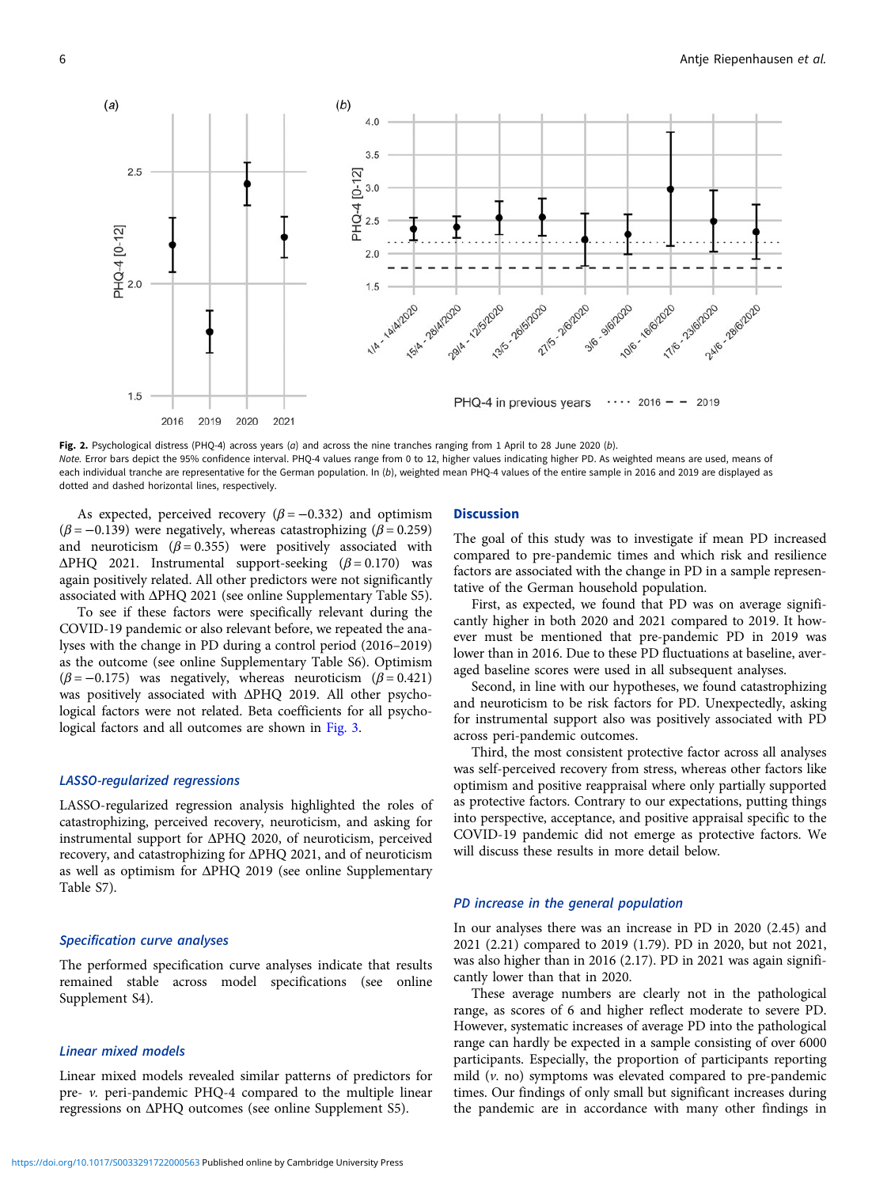Fig. 2. Psychological distress (PHQ-4) across years (*a*) and across the nine tranches ranging from 1 April to 28 June 2020 (*b*).
*Note.* Error bars depict the 95% confidence interval. PHQ-4 values range from 0 to 12, higher values indicating higher PD. As weighted means are used, means of each individual tranche are representative for the German population. In (*b*), weighted mean PHQ-4 values of the entire sample in 2016 and 2019 are displayed as dotted and dashed horizontal lines, respectively.

As expected, perceived recovery ($\beta = -0.332$) and optimism ($\beta = -0.139$) were negatively, whereas catastrophizing ($\beta = 0.259$) and neuroticism ($\beta = 0.355$) were positively associated with ΔPHQ 2021. Instrumental support-seeking ($\beta = 0.170$) was again positively related. All other predictors were not significantly associated with ΔPHQ 2021 (see online Supplementary Table S5).

To see if these factors were specifically relevant during the COVID-19 pandemic or also relevant before, we repeated the analyses with the change in PD during a control period (2016–2019) as the outcome (see online Supplementary Table S6). Optimism ($\beta = -0.175$) was negatively, whereas neuroticism ($\beta = 0.421$) was positively associated with ΔPHQ 2019. All other psychological factors were not related. Beta coefficients for all psychological factors and all outcomes are shown in Fig. 3.

### *LASSO-regularized regressions*

LASSO-regularized regression analysis highlighted the roles of catastrophizing, perceived recovery, neuroticism, and asking for instrumental support for ΔPHQ 2020, of neuroticism, perceived recovery, and catastrophizing for ΔPHQ 2021, and of neuroticism as well as optimism for ΔPHQ 2019 (see online Supplementary Table S7).

### *Specification curve analyses*

The performed specification curve analyses indicate that results remained stable across model specifications (see online Supplement S4).

### *Linear mixed models*

Linear mixed models revealed similar patterns of predictors for pre- *v.* peri-pandemic PHQ-4 compared to the multiple linear regressions on ΔPHQ outcomes (see online Supplement S5).

## Discussion

The goal of this study was to investigate if mean PD increased compared to pre-pandemic times and which risk and resilience factors are associated with the change in PD in a sample representative of the German household population.

First, as expected, we found that PD was on average significantly higher in both 2020 and 2021 compared to 2019. It however must be mentioned that pre-pandemic PD in 2019 was lower than in 2016. Due to these PD fluctuations at baseline, averaged baseline scores were used in all subsequent analyses.

Second, in line with our hypotheses, we found catastrophizing and neuroticism to be risk factors for PD. Unexpectedly, asking for instrumental support also was positively associated with PD across peri-pandemic outcomes.

Third, the most consistent protective factor across all analyses was self-perceived recovery from stress, whereas other factors like optimism and positive reappraisal where only partially supported as protective factors. Contrary to our expectations, putting things into perspective, acceptance, and positive appraisal specific to the COVID-19 pandemic did not emerge as protective factors. We will discuss these results in more detail below.

### *PD increase in the general population*

In our analyses there was an increase in PD in 2020 (2.45) and 2021 (2.21) compared to 2019 (1.79). PD in 2020, but not 2021, was also higher than in 2016 (2.17). PD in 2021 was again significantly lower than that in 2020.

These average numbers are clearly not in the pathological range, as scores of 6 and higher reflect moderate to severe PD. However, systematic increases of average PD into the pathological range can hardly be expected in a sample consisting of over 6000 participants. Especially, the proportion of participants reporting mild (*v.* no) symptoms was elevated compared to pre-pandemic times. Our findings of only small but significant increases during the pandemic are in accordance with many other findings in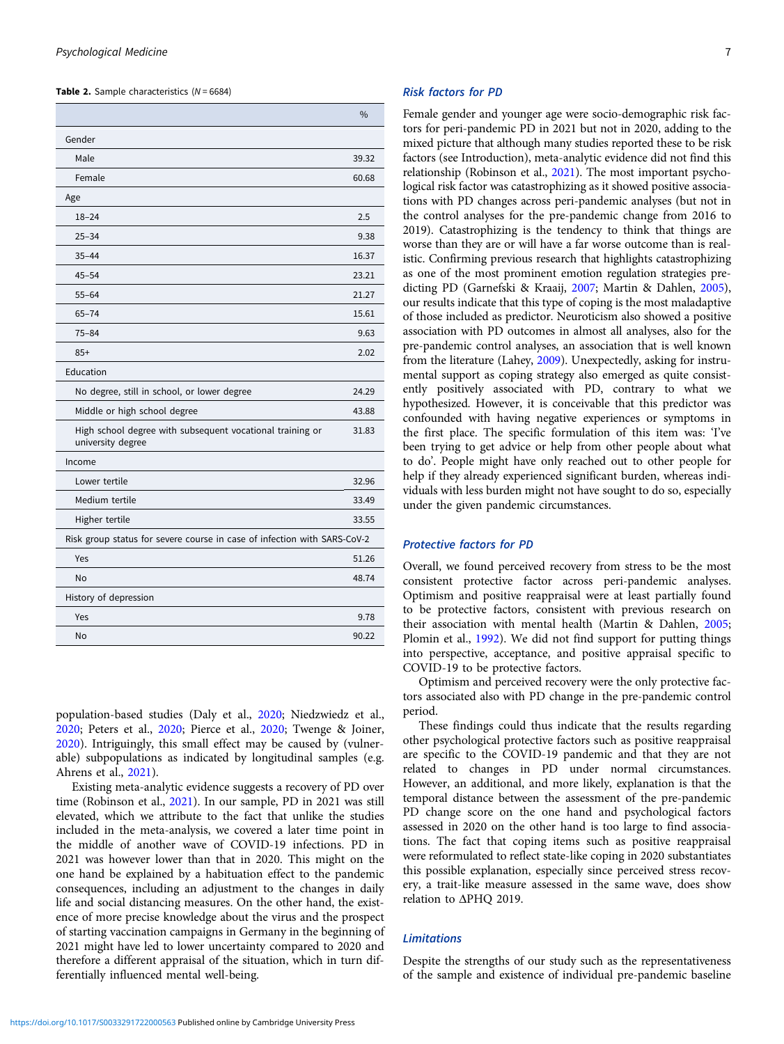**Table 2.** Sample characteristics ($N = 6684$)

| | % |
|---|---|
| Gender | |
| Male | 39.32 |
| Female | 60.68 |
| Age | |
| 18–24 | 2.5 |
| 25–34 | 9.38 |
| 35–44 | 16.37 |
| 45–54 | 23.21 |
| 55–64 | 21.27 |
| 65–74 | 15.61 |
| 75–84 | 9.63 |
| 85+ | 2.02 |
| Education | |
| No degree, still in school, or lower degree | 24.29 |
| Middle or high school degree | 43.88 |
| High school degree with subsequent vocational training or university degree | 31.83 |
| Income | |
| Lower tertile | 32.96 |
| Medium tertile | 33.49 |
| Higher tertile | 33.55 |
| Risk group status for severe course in case of infection with SARS-CoV-2 | |
| Yes | 51.26 |
| No | 48.74 |
| History of depression | |
| Yes | 9.78 |
| No | 90.22 |

population-based studies (Daly et al., 2020; Niedzwiedz et al., 2020; Peters et al., 2020; Pierce et al., 2020; Twenge & Joiner, 2020). Intriguingly, this small effect may be caused by (vulnerable) subpopulations as indicated by longitudinal samples (e.g. Ahrens et al., 2021).

Existing meta-analytic evidence suggests a recovery of PD over time (Robinson et al., 2021). In our sample, PD in 2021 was still elevated, which we attribute to the fact that unlike the studies included in the meta-analysis, we covered a later time point in the middle of another wave of COVID-19 infections. PD in 2021 was however lower than that in 2020. This might on the one hand be explained by a habituation effect to the pandemic consequences, including an adjustment to the changes in daily life and social distancing measures. On the other hand, the existence of more precise knowledge about the virus and the prospect of starting vaccination campaigns in Germany in the beginning of 2021 might have led to lower uncertainty compared to 2020 and therefore a different appraisal of the situation, which in turn differentially influenced mental well-being.

### Risk factors for PD

Female gender and younger age were socio-demographic risk factors for peri-pandemic PD in 2021 but not in 2020, adding to the mixed picture that although many studies reported these to be risk factors (see Introduction), meta-analytic evidence did not find this relationship (Robinson et al., 2021). The most important psychological risk factor was catastrophizing as it showed positive associations with PD changes across peri-pandemic analyses (but not in the control analyses for the pre-pandemic change from 2016 to 2019). Catastrophizing is the tendency to think that things are worse than they are or will have a far worse outcome than is realistic. Confirming previous research that highlights catastrophizing as one of the most prominent emotion regulation strategies predicting PD (Garnefski & Kraaij, 2007; Martin & Dahlen, 2005), our results indicate that this type of coping is the most maladaptive of those included as predictor. Neuroticism also showed a positive association with PD outcomes in almost all analyses, also for the pre-pandemic control analyses, an association that is well known from the literature (Lahey, 2009). Unexpectedly, asking for instrumental support as coping strategy also emerged as quite consistently positively associated with PD, contrary to what we hypothesized. However, it is conceivable that this predictor was confounded with having negative experiences or symptoms in the first place. The specific formulation of this item was: 'I've been trying to get advice or help from other people about what to do'. People might have only reached out to other people for help if they already experienced significant burden, whereas individuals with less burden might not have sought to do so, especially under the given pandemic circumstances.

### Protective factors for PD

Overall, we found perceived recovery from stress to be the most consistent protective factor across peri-pandemic analyses. Optimism and positive reappraisal were at least partially found to be protective factors, consistent with previous research on their association with mental health (Martin & Dahlen, 2005; Plomin et al., 1992). We did not find support for putting things into perspective, acceptance, and positive appraisal specific to COVID-19 to be protective factors.

Optimism and perceived recovery were the only protective factors associated also with PD change in the pre-pandemic control period.

These findings could thus indicate that the results regarding other psychological protective factors such as positive reappraisal are specific to the COVID-19 pandemic and that they are not related to changes in PD under normal circumstances. However, an additional, and more likely, explanation is that the temporal distance between the assessment of the pre-pandemic PD change score on the one hand and psychological factors assessed in 2020 on the other hand is too large to find associations. The fact that coping items such as positive reappraisal were reformulated to reflect state-like coping in 2020 substantiates this possible explanation, especially since perceived stress recovery, a trait-like measure assessed in the same wave, does show relation to ΔPHQ 2019.

### Limitations

Despite the strengths of our study such as the representativeness of the sample and existence of individual pre-pandemic baseline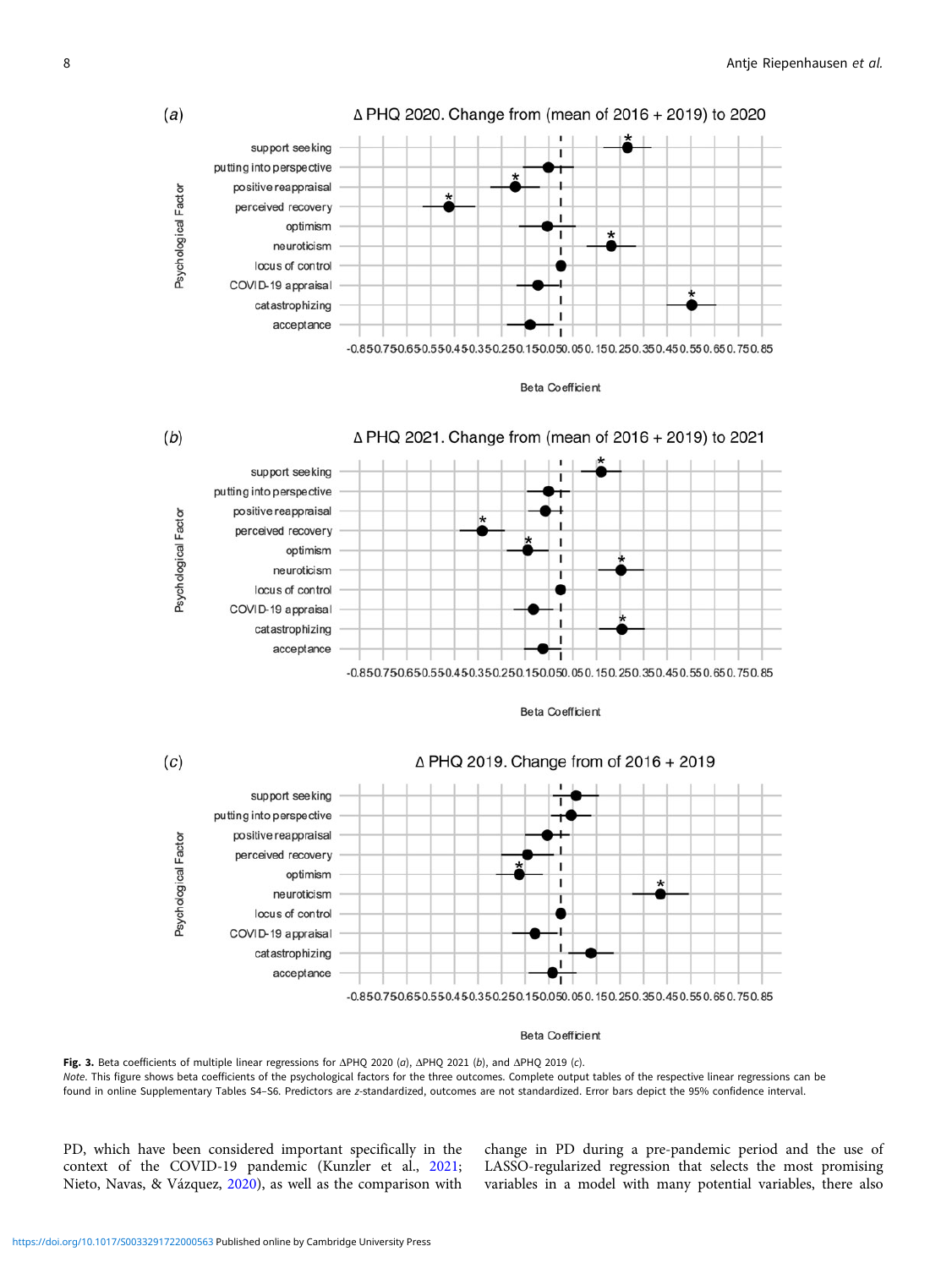(*a*) Δ PHQ 2020. Change from (mean of 2016 + 2019) to 2020

(*b*) Δ PHQ 2021. Change from (mean of 2016 + 2019) to 2021

(*c*) Δ PHQ 2019. Change from of 2016 + 2019

**Fig. 3.** Beta coefficients of multiple linear regressions for ΔPHQ 2020 (*a*), ΔPHQ 2021 (*b*), and ΔPHQ 2019 (*c*).
*Note.* This figure shows beta coefficients of the psychological factors for the three outcomes. Complete output tables of the respective linear regressions can be found in online Supplementary Tables S4–S6. Predictors are *z*-standardized, outcomes are not standardized. Error bars depict the 95% confidence interval.

PD, which have been considered important specifically in the context of the COVID-19 pandemic (Kunzler et al., 2021; Nieto, Navas, & Vázquez, 2020), as well as the comparison with change in PD during a pre-pandemic period and the use of LASSO-regularized regression that selects the most promising variables in a model with many potential variables, there also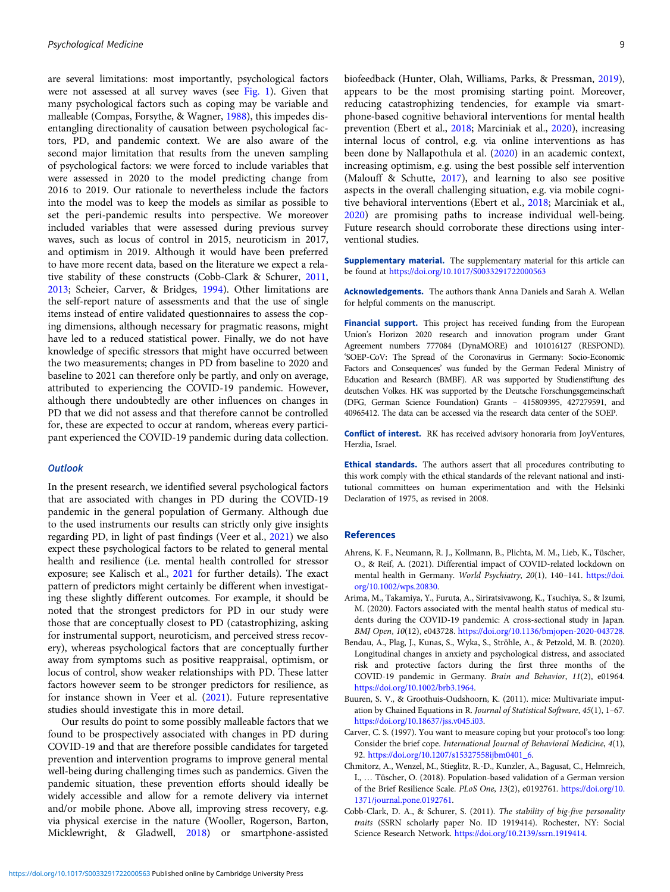are several limitations: most importantly, psychological factors were not assessed at all survey waves (see Fig. 1). Given that many psychological factors such as coping may be variable and malleable (Compas, Forsythe, & Wagner, 1988), this impedes disentangling directionality of causation between psychological factors, PD, and pandemic context. We are also aware of the second major limitation that results from the uneven sampling of psychological factors: we were forced to include variables that were assessed in 2020 to the model predicting change from 2016 to 2019. Our rationale to nevertheless include the factors into the model was to keep the models as similar as possible to set the peri-pandemic results into perspective. We moreover included variables that were assessed during previous survey waves, such as locus of control in 2015, neuroticism in 2017, and optimism in 2019. Although it would have been preferred to have more recent data, based on the literature we expect a relative stability of these constructs (Cobb-Clark & Schurer, 2011, 2013; Scheier, Carver, & Bridges, 1994). Other limitations are the self-report nature of assessments and that the use of single items instead of entire validated questionnaires to assess the coping dimensions, although necessary for pragmatic reasons, might have led to a reduced statistical power. Finally, we do not have knowledge of specific stressors that might have occurred between the two measurements; changes in PD from baseline to 2020 and baseline to 2021 can therefore only be partly, and only on average, attributed to experiencing the COVID-19 pandemic. However, although there undoubtedly are other influences on changes in PD that we did not assess and that therefore cannot be controlled for, these are expected to occur at random, whereas every participant experienced the COVID-19 pandemic during data collection.

### *Outlook*

In the present research, we identified several psychological factors that are associated with changes in PD during the COVID-19 pandemic in the general population of Germany. Although due to the used instruments our results can strictly only give insights regarding PD, in light of past findings (Veer et al., 2021) we also expect these psychological factors to be related to general mental health and resilience (i.e. mental health controlled for stressor exposure; see Kalisch et al., 2021 for further details). The exact pattern of predictors might certainly be different when investigating these slightly different outcomes. For example, it should be noted that the strongest predictors for PD in our study were those that are conceptually closest to PD (catastrophizing, asking for instrumental support, neuroticism, and perceived stress recovery), whereas psychological factors that are conceptually further away from symptoms such as positive reappraisal, optimism, or locus of control, show weaker relationships with PD. These latter factors however seem to be stronger predictors for resilience, as for instance shown in Veer et al. (2021). Future representative studies should investigate this in more detail.

Our results do point to some possibly malleable factors that we found to be prospectively associated with changes in PD during COVID-19 and that are therefore possible candidates for targeted prevention and intervention programs to improve general mental well-being during challenging times such as pandemics. Given the pandemic situation, these prevention efforts should ideally be widely accessible and allow for a remote delivery via internet and/or mobile phone. Above all, improving stress recovery, e.g. via physical exercise in the nature (Wooller, Rogerson, Barton, Micklewright, & Gladwell, 2018) or smartphone-assisted biofeedback (Hunter, Olah, Williams, Parks, & Pressman, 2019), appears to be the most promising starting point. Moreover, reducing catastrophizing tendencies, for example via smartphone-based cognitive behavioral interventions for mental health prevention (Ebert et al., 2018; Marciniak et al., 2020), increasing internal locus of control, e.g. via online interventions as has been done by Nallapothula et al. (2020) in an academic context, increasing optimism, e.g. using the best possible self intervention (Malouff & Schutte, 2017), and learning to also see positive aspects in the overall challenging situation, e.g. via mobile cognitive behavioral interventions (Ebert et al., 2018; Marciniak et al., 2020) are promising paths to increase individual well-being. Future research should corroborate these directions using interventional studies.

**Supplementary material.** The supplementary material for this article can be found at https://doi.org/10.1017/S0033291722000563

**Acknowledgements.** The authors thank Anna Daniels and Sarah A. Wellan for helpful comments on the manuscript.

**Financial support.** This project has received funding from the European Union's Horizon 2020 research and innovation program under Grant Agreement numbers 777084 (DynaMORE) and 101016127 (RESPOND). 'SOEP-CoV: The Spread of the Coronavirus in Germany: Socio-Economic Factors and Consequences' was funded by the German Federal Ministry of Education and Research (BMBF). AR was supported by Studienstiftung des deutschen Volkes. HK was supported by the Deutsche Forschungsgemeinschaft (DFG, German Science Foundation) Grants – 415809395, 427279591, and 40965412. The data can be accessed via the research data center of the SOEP.

**Conflict of interest.** RK has received advisory honoraria from JoyVentures, Herzlia, Israel.

**Ethical standards.** The authors assert that all procedures contributing to this work comply with the ethical standards of the relevant national and institutional committees on human experimentation and with the Helsinki Declaration of 1975, as revised in 2008.

## References

Ahrens, K. F., Neumann, R. J., Kollmann, B., Plichta, M. M., Lieb, K., Tüscher, O., & Reif, A. (2021). Differential impact of COVID-related lockdown on mental health in Germany. *World Psychiatry*, *20*(1), 140–141. https://doi.org/10.1002/wps.20830.

Arima, M., Takamiya, Y., Furuta, A., Siriratsivawong, K., Tsuchiya, S., & Izumi, M. (2020). Factors associated with the mental health status of medical students during the COVID-19 pandemic: A cross-sectional study in Japan. *BMJ Open*, *10*(12), e043728. https://doi.org/10.1136/bmjopen-2020-043728.

Bendau, A., Plag, J., Kunas, S., Wyka, S., Ströhle, A., & Petzold, M. B. (2020). Longitudinal changes in anxiety and psychological distress, and associated risk and protective factors during the first three months of the COVID-19 pandemic in Germany. *Brain and Behavior*, *11*(2), e01964. https://doi.org/10.1002/brb3.1964.

Buuren, S. V., & Groothuis-Oudshoorn, K. (2011). mice: Multivariate imputation by Chained Equations in R. *Journal of Statistical Software*, *45*(1), 1–67. https://doi.org/10.18637/jss.v045.i03.

Carver, C. S. (1997). You want to measure coping but your protocol's too long: Consider the brief cope. *International Journal of Behavioral Medicine*, *4*(1), 92. https://doi.org/10.1207/s15327558ijbm0401_6.

Chmitorz, A., Wenzel, M., Stieglitz, R.-D., Kunzler, A., Bagusat, C., Helmreich, I., … Tüscher, O. (2018). Population-based validation of a German version of the Brief Resilience Scale. *PLoS One*, *13*(2), e0192761. https://doi.org/10.1371/journal.pone.0192761.

Cobb-Clark, D. A., & Schurer, S. (2011). *The stability of big-five personality traits* (SSRN scholarly paper No. ID 1919414). Rochester, NY: Social Science Research Network. https://doi.org/10.2139/ssrn.1919414.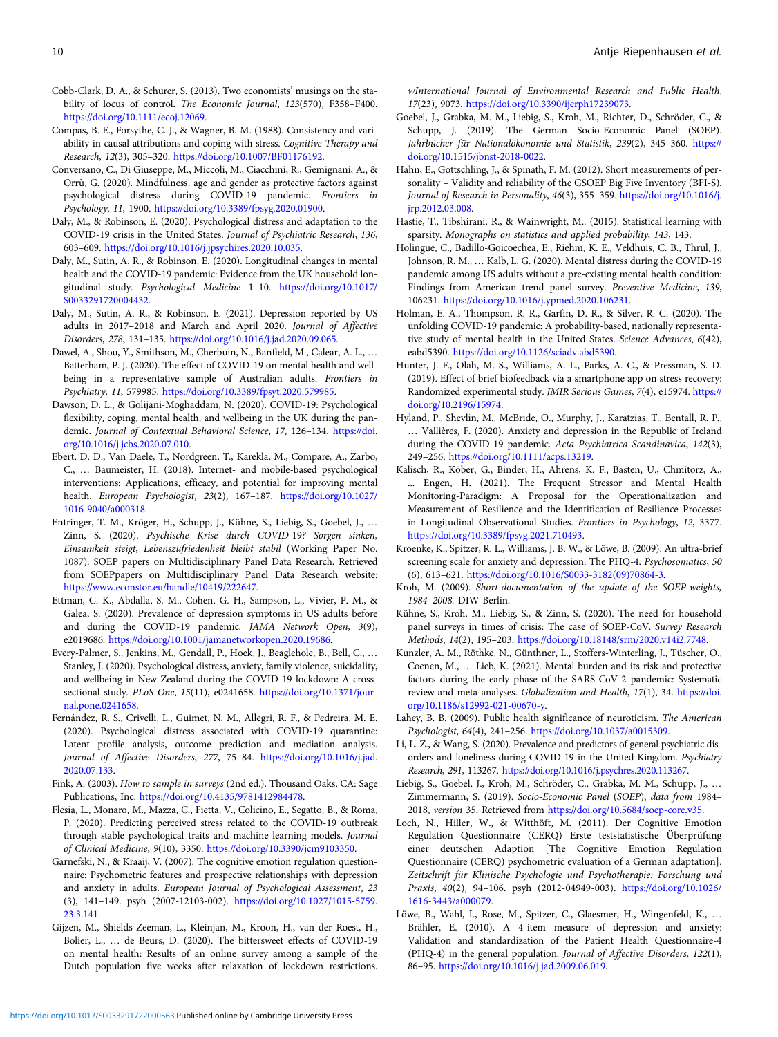Cobb-Clark, D. A., & Schurer, S. (2013). Two economists' musings on the stability of locus of control. *The Economic Journal*, *123*(570), F358–F400. https://doi.org/10.1111/ecoj.12069.

Compas, B. E., Forsythe, C. J., & Wagner, B. M. (1988). Consistency and variability in causal attributions and coping with stress. *Cognitive Therapy and Research*, *12*(3), 305–320. https://doi.org/10.1007/BF01176192.

Conversano, C., Di Giuseppe, M., Miccoli, M., Ciacchini, R., Gemignani, A., & Orrù, G. (2020). Mindfulness, age and gender as protective factors against psychological distress during COVID-19 pandemic. *Frontiers in Psychology*, *11*, 1900. https://doi.org/10.3389/fpsyg.2020.01900.

Daly, M., & Robinson, E. (2020). Psychological distress and adaptation to the COVID-19 crisis in the United States. *Journal of Psychiatric Research*, *136*, 603–609. https://doi.org/10.1016/j.jpsychires.2020.10.035.

Daly, M., Sutin, A. R., & Robinson, E. (2020). Longitudinal changes in mental health and the COVID-19 pandemic: Evidence from the UK household longitudinal study. *Psychological Medicine* 1–10. https://doi.org/10.1017/S0033291720004432.

Daly, M., Sutin, A. R., & Robinson, E. (2021). Depression reported by US adults in 2017–2018 and March and April 2020. *Journal of Affective Disorders*, *278*, 131–135. https://doi.org/10.1016/j.jad.2020.09.065.

Dawel, A., Shou, Y., Smithson, M., Cherbuin, N., Banfield, M., Calear, A. L., … Batterham, P. J. (2020). The effect of COVID-19 on mental health and well-being in a representative sample of Australian adults. *Frontiers in Psychiatry*, *11*, 579985. https://doi.org/10.3389/fpsyt.2020.579985.

Dawson, D. L., & Golijani-Moghaddam, N. (2020). COVID-19: Psychological flexibility, coping, mental health, and wellbeing in the UK during the pandemic. *Journal of Contextual Behavioral Science*, *17*, 126–134. https://doi.org/10.1016/j.jcbs.2020.07.010.

Ebert, D. D., Van Daele, T., Nordgreen, T., Karekla, M., Compare, A., Zarbo, C., … Baumeister, H. (2018). Internet- and mobile-based psychological interventions: Applications, efficacy, and potential for improving mental health. *European Psychologist*, *23*(2), 167–187. https://doi.org/10.1027/1016-9040/a000318.

Entringer, T. M., Kröger, H., Schupp, J., Kühne, S., Liebig, S., Goebel, J., … Zinn, S. (2020). *Psychische Krise durch COVID-19? Sorgen sinken, Einsamkeit steigt, Lebenszufriedenheit bleibt stabil* (Working Paper No. 1087). SOEP papers on Multidisciplinary Panel Data Research. Retrieved from SOEPpapers on Multidisciplinary Panel Data Research website: https://www.econstor.eu/handle/10419/222647.

Ettman, C. K., Abdalla, S. M., Cohen, G. H., Sampson, L., Vivier, P. M., & Galea, S. (2020). Prevalence of depression symptoms in US adults before and during the COVID-19 pandemic. *JAMA Network Open*, *3*(9), e2019686. https://doi.org/10.1001/jamanetworkopen.2020.19686.

Every-Palmer, S., Jenkins, M., Gendall, P., Hoek, J., Beaglehole, B., Bell, C., … Stanley, J. (2020). Psychological distress, anxiety, family violence, suicidality, and wellbeing in New Zealand during the COVID-19 lockdown: A cross-sectional study. *PLoS One*, *15*(11), e0241658. https://doi.org/10.1371/journal.pone.0241658.

Fernández, R. S., Crivelli, L., Guimet, N. M., Allegri, R. F., & Pedreira, M. E. (2020). Psychological distress associated with COVID-19 quarantine: Latent profile analysis, outcome prediction and mediation analysis. *Journal of Affective Disorders*, *277*, 75–84. https://doi.org/10.1016/j.jad.2020.07.133.

Fink, A. (2003). *How to sample in surveys* (2nd ed.). Thousand Oaks, CA: Sage Publications, Inc. https://doi.org/10.4135/9781412984478.

Flesia, L., Monaro, M., Mazza, C., Fietta, V., Colicino, E., Segatto, B., & Roma, P. (2020). Predicting perceived stress related to the COVID-19 outbreak through stable psychological traits and machine learning models. *Journal of Clinical Medicine*, *9*(10), 3350. https://doi.org/10.3390/jcm9103350.

Garnefski, N., & Kraaij, V. (2007). The cognitive emotion regulation questionnaire: Psychometric features and prospective relationships with depression and anxiety in adults. *European Journal of Psychological Assessment*, *23* (3), 141–149. psyh (2007-12103-002). https://doi.org/10.1027/1015-5759.23.3.141.

Gijzen, M., Shields-Zeeman, L., Kleinjan, M., Kroon, H., van der Roest, H., Bolier, L., … de Beurs, D. (2020). The bittersweet effects of COVID-19 on mental health: Results of an online survey among a sample of the Dutch population five weeks after relaxation of lockdown restrictions. *wInternational Journal of Environmental Research and Public Health*, *17*(23), 9073. https://doi.org/10.3390/ijerph17239073.

Goebel, J., Grabka, M. M., Liebig, S., Kroh, M., Richter, D., Schröder, C., & Schupp, J. (2019). The German Socio-Economic Panel (SOEP). *Jahrbücher für Nationalökonomie und Statistik*, *239*(2), 345–360. https://doi.org/10.1515/jbnst-2018-0022.

Hahn, E., Gottschling, J., & Spinath, F. M. (2012). Short measurements of personality – Validity and reliability of the GSOEP Big Five Inventory (BFI-S). *Journal of Research in Personality*, *46*(3), 355–359. https://doi.org/10.1016/j.jrp.2012.03.008.

Hastie, T., Tibshirani, R., & Wainwright, M.. (2015). Statistical learning with sparsity. *Monographs on statistics and applied probability*, *143*, 143.

Holingue, C., Badillo-Goicoechea, E., Riehm, K. E., Veldhuis, C. B., Thrul, J., Johnson, R. M., … Kalb, L. G. (2020). Mental distress during the COVID-19 pandemic among US adults without a pre-existing mental health condition: Findings from American trend panel survey. *Preventive Medicine*, *139*, 106231. https://doi.org/10.1016/j.ypmed.2020.106231.

Holman, E. A., Thompson, R. R., Garfin, D. R., & Silver, R. C. (2020). The unfolding COVID-19 pandemic: A probability-based, nationally representative study of mental health in the United States. *Science Advances*, *6*(42), eabd5390. https://doi.org/10.1126/sciadv.abd5390.

Hunter, J. F., Olah, M. S., Williams, A. L., Parks, A. C., & Pressman, S. D. (2019). Effect of brief biofeedback via a smartphone app on stress recovery: Randomized experimental study. *JMIR Serious Games*, *7*(4), e15974. https://doi.org/10.2196/15974.

Hyland, P., Shevlin, M., McBride, O., Murphy, J., Karatzias, T., Bentall, R. P., … Vallières, F. (2020). Anxiety and depression in the Republic of Ireland during the COVID-19 pandemic. *Acta Psychiatrica Scandinavica*, *142*(3), 249–256. https://doi.org/10.1111/acps.13219.

Kalisch, R., Köber, G., Binder, H., Ahrens, K. F., Basten, U., Chmitorz, A., ... Engen, H. (2021). The Frequent Stressor and Mental Health Monitoring-Paradigm: A Proposal for the Operationalization and Measurement of Resilience and the Identification of Resilience Processes in Longitudinal Observational Studies. *Frontiers in Psychology*, *12*, 3377. https://doi.org/10.3389/fpsyg.2021.710493.

Kroenke, K., Spitzer, R. L., Williams, J. B. W., & Löwe, B. (2009). An ultra-brief screening scale for anxiety and depression: The PHQ-4. *Psychosomatics*, *50* (6), 613–621. https://doi.org/10.1016/S0033-3182(09)70864-3.

Kroh, M. (2009). *Short-documentation of the update of the SOEP-weights, 1984–2008.* DIW Berlin.

Kühne, S., Kroh, M., Liebig, S., & Zinn, S. (2020). The need for household panel surveys in times of crisis: The case of SOEP-CoV. *Survey Research Methods*, *14*(2), 195–203. https://doi.org/10.18148/srm/2020.v14i2.7748.

Kunzler, A. M., Röthke, N., Günthner, L., Stoffers-Winterling, J., Tüscher, O., Coenen, M., … Lieb, K. (2021). Mental burden and its risk and protective factors during the early phase of the SARS-CoV-2 pandemic: Systematic review and meta-analyses. *Globalization and Health*, *17*(1), 34. https://doi.org/10.1186/s12992-021-00670-y.

Lahey, B. B. (2009). Public health significance of neuroticism. *The American Psychologist*, *64*(4), 241–256. https://doi.org/10.1037/a0015309.

Li, L. Z., & Wang, S. (2020). Prevalence and predictors of general psychiatric disorders and loneliness during COVID-19 in the United Kingdom. *Psychiatry Research*, *291*, 113267. https://doi.org/10.1016/j.psychres.2020.113267.

Liebig, S., Goebel, J., Kroh, M., Schröder, C., Grabka, M. M., Schupp, J., … Zimmermann, S. (2019). *Socio-Economic Panel* (*SOEP*), *data from* 1984–2018, *version* 35. Retrieved from https://doi.org/10.5684/soep-core.v35.

Loch, N., Hiller, W., & Witthöft, M. (2011). Der Cognitive Emotion Regulation Questionnaire (CERQ) Erste teststatistische Überprüfung einer deutschen Adaption [The Cognitive Emotion Regulation Questionnaire (CERQ) psychometric evaluation of a German adaptation]. *Zeitschrift für Klinische Psychologie und Psychotherapie: Forschung und Praxis*, *40*(2), 94–106. psyh (2012-04949-003). https://doi.org/10.1026/1616-3443/a000079.

Löwe, B., Wahl, I., Rose, M., Spitzer, C., Glaesmer, H., Wingenfeld, K., … Brähler, E. (2010). A 4-item measure of depression and anxiety: Validation and standardization of the Patient Health Questionnaire-4 (PHQ-4) in the general population. *Journal of Affective Disorders*, *122*(1), 86–95. https://doi.org/10.1016/j.jad.2009.06.019.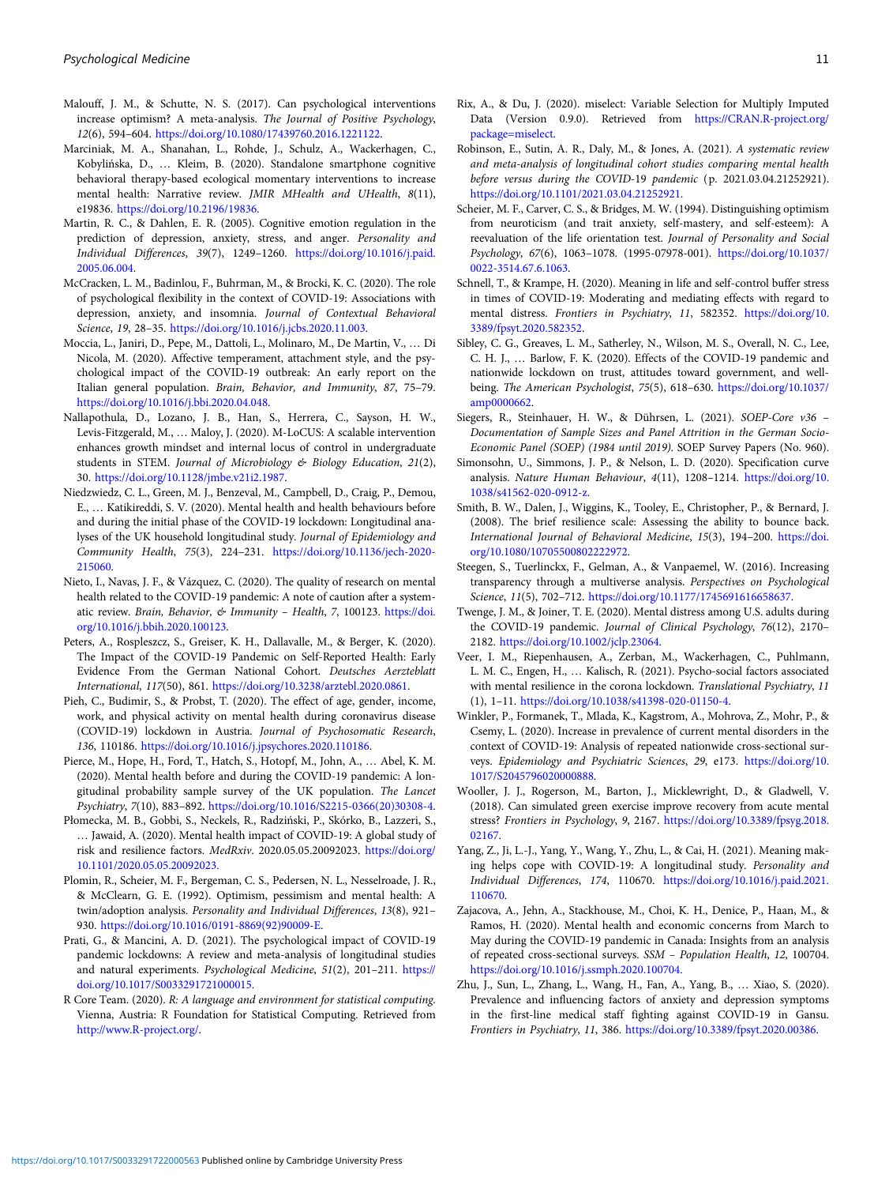Malouff, J. M., & Schutte, N. S. (2017). Can psychological interventions increase optimism? A meta-analysis. *The Journal of Positive Psychology*, *12*(6), 594–604. https://doi.org/10.1080/17439760.2016.1221122.

Marciniak, M. A., Shanahan, L., Rohde, J., Schulz, A., Wackerhagen, C., Kobylińska, D., … Kleim, B. (2020). Standalone smartphone cognitive behavioral therapy-based ecological momentary interventions to increase mental health: Narrative review. *JMIR MHealth and UHealth*, *8*(11), e19836. https://doi.org/10.2196/19836.

Martin, R. C., & Dahlen, E. R. (2005). Cognitive emotion regulation in the prediction of depression, anxiety, stress, and anger. *Personality and Individual Differences*, *39*(7), 1249–1260. https://doi.org/10.1016/j.paid.2005.06.004.

McCracken, L. M., Badinlou, F., Buhrman, M., & Brocki, K. C. (2020). The role of psychological flexibility in the context of COVID-19: Associations with depression, anxiety, and insomnia. *Journal of Contextual Behavioral Science*, *19*, 28–35. https://doi.org/10.1016/j.jcbs.2020.11.003.

Moccia, L., Janiri, D., Pepe, M., Dattoli, L., Molinaro, M., De Martin, V., … Di Nicola, M. (2020). Affective temperament, attachment style, and the psychological impact of the COVID-19 outbreak: An early report on the Italian general population. *Brain, Behavior, and Immunity*, *87*, 75–79. https://doi.org/10.1016/j.bbi.2020.04.048.

Nallapothula, D., Lozano, J. B., Han, S., Herrera, C., Sayson, H. W., Levis-Fitzgerald, M., … Maloy, J. (2020). M-LoCUS: A scalable intervention enhances growth mindset and internal locus of control in undergraduate students in STEM. *Journal of Microbiology & Biology Education*, *21*(2), 30. https://doi.org/10.1128/jmbe.v21i2.1987.

Niedzwiedz, C. L., Green, M. J., Benzeval, M., Campbell, D., Craig, P., Demou, E., … Katikireddi, S. V. (2020). Mental health and health behaviours before and during the initial phase of the COVID-19 lockdown: Longitudinal analyses of the UK household longitudinal study. *Journal of Epidemiology and Community Health*, *75*(3), 224–231. https://doi.org/10.1136/jech-2020-215060.

Nieto, I., Navas, J. F., & Vázquez, C. (2020). The quality of research on mental health related to the COVID-19 pandemic: A note of caution after a systematic review. *Brain, Behavior, & Immunity – Health*, *7*, 100123. https://doi.org/10.1016/j.bbih.2020.100123.

Peters, A., Rospleszcz, S., Greiser, K. H., Dallavalle, M., & Berger, K. (2020). The Impact of the COVID-19 Pandemic on Self-Reported Health: Early Evidence From the German National Cohort. *Deutsches Aerzteblatt International*, *117*(50), 861. https://doi.org/10.3238/arztebl.2020.0861.

Pieh, C., Budimir, S., & Probst, T. (2020). The effect of age, gender, income, work, and physical activity on mental health during coronavirus disease (COVID-19) lockdown in Austria. *Journal of Psychosomatic Research*, *136*, 110186. https://doi.org/10.1016/j.jpsychores.2020.110186.

Pierce, M., Hope, H., Ford, T., Hatch, S., Hotopf, M., John, A., … Abel, K. M. (2020). Mental health before and during the COVID-19 pandemic: A longitudinal probability sample survey of the UK population. *The Lancet Psychiatry*, *7*(10), 883–892. https://doi.org/10.1016/S2215-0366(20)30308-4.

Płomecka, M. B., Gobbi, S., Neckels, R., Radziński, P., Skórko, B., Lazzeri, S., … Jawaid, A. (2020). Mental health impact of COVID-19: A global study of risk and resilience factors. *MedRxiv*. 2020.05.05.20092023. https://doi.org/10.1101/2020.05.05.20092023.

Plomin, R., Scheier, M. F., Bergeman, C. S., Pedersen, N. L., Nesselroade, J. R., & McClearn, G. E. (1992). Optimism, pessimism and mental health: A twin/adoption analysis. *Personality and Individual Differences*, *13*(8), 921–930. https://doi.org/10.1016/0191-8869(92)90009-E.

Prati, G., & Mancini, A. D. (2021). The psychological impact of COVID-19 pandemic lockdowns: A review and meta-analysis of longitudinal studies and natural experiments. *Psychological Medicine*, *51*(2), 201–211. https://doi.org/10.1017/S0033291721000015.

R Core Team. (2020). *R: A language and environment for statistical computing*. Vienna, Austria: R Foundation for Statistical Computing. Retrieved from http://www.R-project.org/.

Rix, A., & Du, J. (2020). miselect: Variable Selection for Multiply Imputed Data (Version 0.9.0). Retrieved from https://CRAN.R-project.org/package=miselect.

Robinson, E., Sutin, A. R., Daly, M., & Jones, A. (2021). *A systematic review and meta-analysis of longitudinal cohort studies comparing mental health before versus during the COVID-19 pandemic* (p. 2021.03.04.21252921). https://doi.org/10.1101/2021.03.04.21252921.

Scheier, M. F., Carver, C. S., & Bridges, M. W. (1994). Distinguishing optimism from neuroticism (and trait anxiety, self-mastery, and self-esteem): A reevaluation of the life orientation test. *Journal of Personality and Social Psychology*, *67*(6), 1063–1078. (1995-07978-001). https://doi.org/10.1037/0022-3514.67.6.1063.

Schnell, T., & Krampe, H. (2020). Meaning in life and self-control buffer stress in times of COVID-19: Moderating and mediating effects with regard to mental distress. *Frontiers in Psychiatry*, *11*, 582352. https://doi.org/10.3389/fpsyt.2020.582352.

Sibley, C. G., Greaves, L. M., Satherley, N., Wilson, M. S., Overall, N. C., Lee, C. H. J., … Barlow, F. K. (2020). Effects of the COVID-19 pandemic and nationwide lockdown on trust, attitudes toward government, and well-being. *The American Psychologist*, *75*(5), 618–630. https://doi.org/10.1037/amp0000662.

Siegers, R., Steinhauer, H. W., & Dührsen, L. (2021). *SOEP-Core v36 – Documentation of Sample Sizes and Panel Attrition in the German Socio-Economic Panel (SOEP) (1984 until 2019)*. SOEP Survey Papers (No. 960).

Simonsohn, U., Simmons, J. P., & Nelson, L. D. (2020). Specification curve analysis. *Nature Human Behaviour*, *4*(11), 1208–1214. https://doi.org/10.1038/s41562-020-0912-z.

Smith, B. W., Dalen, J., Wiggins, K., Tooley, E., Christopher, P., & Bernard, J. (2008). The brief resilience scale: Assessing the ability to bounce back. *International Journal of Behavioral Medicine*, *15*(3), 194–200. https://doi.org/10.1080/10705500802222972.

Steegen, S., Tuerlinckx, F., Gelman, A., & Vanpaemel, W. (2016). Increasing transparency through a multiverse analysis. *Perspectives on Psychological Science*, *11*(5), 702–712. https://doi.org/10.1177/1745691616658637.

Twenge, J. M., & Joiner, T. E. (2020). Mental distress among U.S. adults during the COVID-19 pandemic. *Journal of Clinical Psychology*, *76*(12), 2170–2182. https://doi.org/10.1002/jclp.23064.

Veer, I. M., Riepenhausen, A., Zerban, M., Wackerhagen, C., Puhlmann, L. M. C., Engen, H., … Kalisch, R. (2021). Psycho-social factors associated with mental resilience in the corona lockdown. *Translational Psychiatry*, *11* (1), 1–11. https://doi.org/10.1038/s41398-020-01150-4.

Winkler, P., Formanek, T., Mlada, K., Kagstrom, A., Mohrova, Z., Mohr, P., & Csemy, L. (2020). Increase in prevalence of current mental disorders in the context of COVID-19: Analysis of repeated nationwide cross-sectional surveys. *Epidemiology and Psychiatric Sciences*, *29*, e173. https://doi.org/10.1017/S2045796020000888.

Wooller, J. J., Rogerson, M., Barton, J., Micklewright, D., & Gladwell, V. (2018). Can simulated green exercise improve recovery from acute mental stress? *Frontiers in Psychology*, *9*, 2167. https://doi.org/10.3389/fpsyg.2018.02167.

Yang, Z., Ji, L.-J., Yang, Y., Wang, Y., Zhu, L., & Cai, H. (2021). Meaning making helps cope with COVID-19: A longitudinal study. *Personality and Individual Differences*, *174*, 110670. https://doi.org/10.1016/j.paid.2021.110670.

Zajacova, A., Jehn, A., Stackhouse, M., Choi, K. H., Denice, P., Haan, M., & Ramos, H. (2020). Mental health and economic concerns from March to May during the COVID-19 pandemic in Canada: Insights from an analysis of repeated cross-sectional surveys. *SSM – Population Health*, *12*, 100704. https://doi.org/10.1016/j.ssmph.2020.100704.

Zhu, J., Sun, L., Zhang, L., Wang, H., Fan, A., Yang, B., … Xiao, S. (2020). Prevalence and influencing factors of anxiety and depression symptoms in the first-line medical staff fighting against COVID-19 in Gansu. *Frontiers in Psychiatry*, *11*, 386. https://doi.org/10.3389/fpsyt.2020.00386.